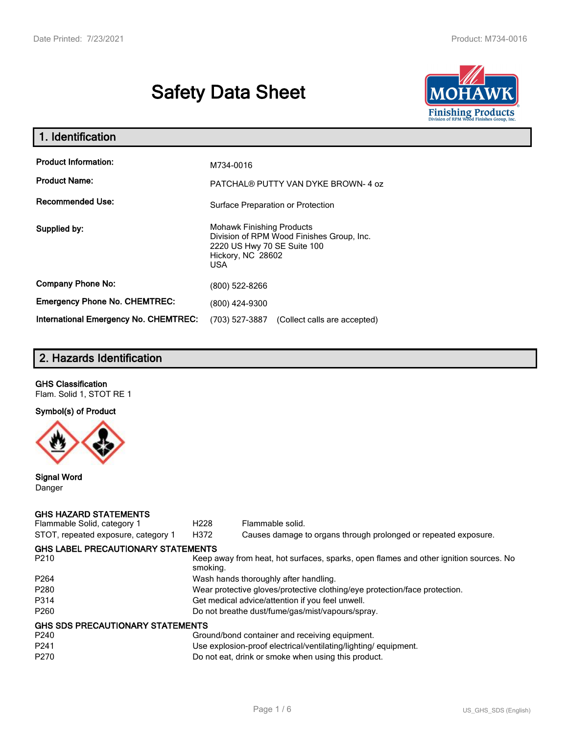# Safety Data Sheet

## 1. Identification

| | |
|---|---|
| **Product Information:** | M734-0016 |
| **Product Name:** | PATCHAL® PUTTY VAN DYKE BROWN- 4 oz |
| **Recommended Use:** | Surface Preparation or Protection |
| **Supplied by:** | Mohawk Finishing Products<br>Division of RPM Wood Finishes Group, Inc.<br>2220 US Hwy 70 SE Suite 100<br>Hickory, NC 28602<br>USA |
| **Company Phone No:** | (800) 522-8266 |
| **Emergency Phone No. CHEMTREC:** | (800) 424-9300 |
| **International Emergency No. CHEMTREC:** | (703) 527-3887 (Collect calls are accepted) |

## 2. Hazards Identification

**GHS Classification**

Flam. Solid 1, STOT RE 1

**Symbol(s) of Product**

**Signal Word**

Danger

**GHS HAZARD STATEMENTS**

| | | |
|---|---|---|
| Flammable Solid, category 1 | H228 | Flammable solid. |
| STOT, repeated exposure, category 1 | H372 | Causes damage to organs through prolonged or repeated exposure. |

**GHS LABEL PRECAUTIONARY STATEMENTS**

| | |
|---|---|
| P210 | Keep away from heat, hot surfaces, sparks, open flames and other ignition sources. No smoking. |
| P264 | Wash hands thoroughly after handling. |
| P280 | Wear protective gloves/protective clothing/eye protection/face protection. |
| P314 | Get medical advice/attention if you feel unwell. |
| P260 | Do not breathe dust/fume/gas/mist/vapours/spray. |

**GHS SDS PRECAUTIONARY STATEMENTS**

| | |
|---|---|
| P240 | Ground/bond container and receiving equipment. |
| P241 | Use explosion-proof electrical/ventilating/lighting/ equipment. |
| P270 | Do not eat, drink or smoke when using this product. |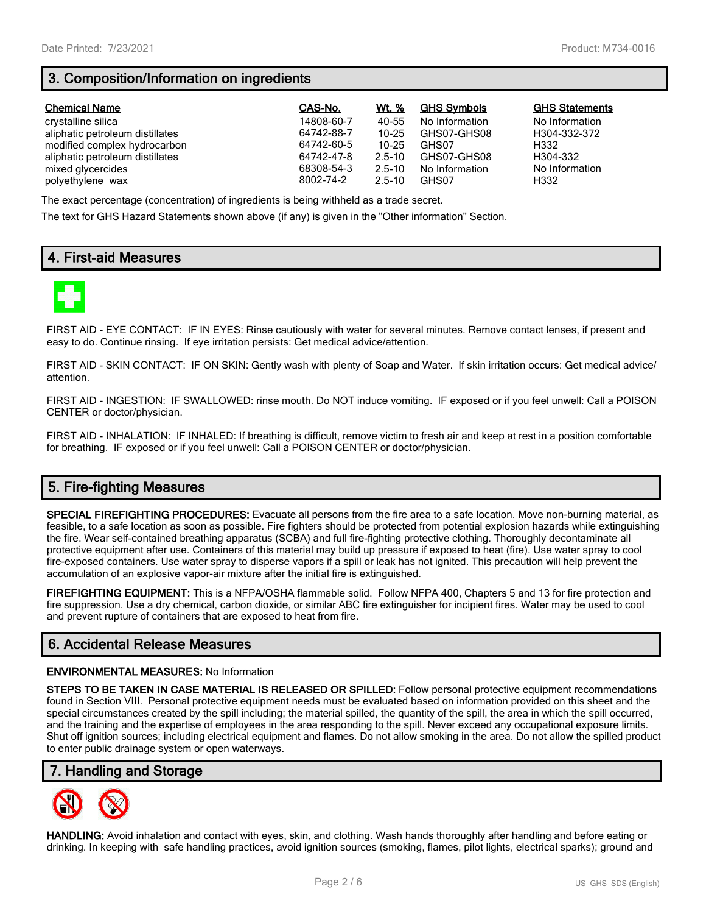## 3. Composition/Information on ingredients

| Chemical Name | CAS-No. | Wt. % | GHS Symbols | GHS Statements |
|---|---|---|---|---|
| crystalline silica | 14808-60-7 | 40-55 | No Information | No Information |
| aliphatic petroleum distillates | 64742-88-7 | 10-25 | GHS07-GHS08 | H304-332-372 |
| modified complex hydrocarbon | 64742-60-5 | 10-25 | GHS07 | H332 |
| aliphatic petroleum distillates | 64742-47-8 | 2.5-10 | GHS07-GHS08 | H304-332 |
| mixed glycercides | 68308-54-3 | 2.5-10 | No Information | No Information |
| polyethylene wax | 8002-74-2 | 2.5-10 | GHS07 | H332 |

The exact percentage (concentration) of ingredients is being withheld as a trade secret.

The text for GHS Hazard Statements shown above (if any) is given in the "Other information" Section.

## 4. First-aid Measures

FIRST AID - EYE CONTACT: IF IN EYES: Rinse cautiously with water for several minutes. Remove contact lenses, if present and easy to do. Continue rinsing. If eye irritation persists: Get medical advice/attention.

FIRST AID - SKIN CONTACT: IF ON SKIN: Gently wash with plenty of Soap and Water. If skin irritation occurs: Get medical advice/ attention.

FIRST AID - INGESTION: IF SWALLOWED: rinse mouth. Do NOT induce vomiting. IF exposed or if you feel unwell: Call a POISON CENTER or doctor/physician.

FIRST AID - INHALATION: IF INHALED: If breathing is difficult, remove victim to fresh air and keep at rest in a position comfortable for breathing. IF exposed or if you feel unwell: Call a POISON CENTER or doctor/physician.

## 5. Fire-fighting Measures

**SPECIAL FIREFIGHTING PROCEDURES:** Evacuate all persons from the fire area to a safe location. Move non-burning material, as feasible, to a safe location as soon as possible. Fire fighters should be protected from potential explosion hazards while extinguishing the fire. Wear self-contained breathing apparatus (SCBA) and full fire-fighting protective clothing. Thoroughly decontaminate all protective equipment after use. Containers of this material may build up pressure if exposed to heat (fire). Use water spray to cool fire-exposed containers. Use water spray to disperse vapors if a spill or leak has not ignited. This precaution will help prevent the accumulation of an explosive vapor-air mixture after the initial fire is extinguished.

**FIREFIGHTING EQUIPMENT:** This is a NFPA/OSHA flammable solid. Follow NFPA 400, Chapters 5 and 13 for fire protection and fire suppression. Use a dry chemical, carbon dioxide, or similar ABC fire extinguisher for incipient fires. Water may be used to cool and prevent rupture of containers that are exposed to heat from fire.

## 6. Accidental Release Measures

**ENVIRONMENTAL MEASURES:** No Information

**STEPS TO BE TAKEN IN CASE MATERIAL IS RELEASED OR SPILLED:** Follow personal protective equipment recommendations found in Section VIII. Personal protective equipment needs must be evaluated based on information provided on this sheet and the special circumstances created by the spill including; the material spilled, the quantity of the spill, the area in which the spill occurred, and the training and the expertise of employees in the area responding to the spill. Never exceed any occupational exposure limits. Shut off ignition sources; including electrical equipment and flames. Do not allow smoking in the area. Do not allow the spilled product to enter public drainage system or open waterways.

## 7. Handling and Storage

**HANDLING:** Avoid inhalation and contact with eyes, skin, and clothing. Wash hands thoroughly after handling and before eating or drinking. In keeping with safe handling practices, avoid ignition sources (smoking, flames, pilot lights, electrical sparks); ground and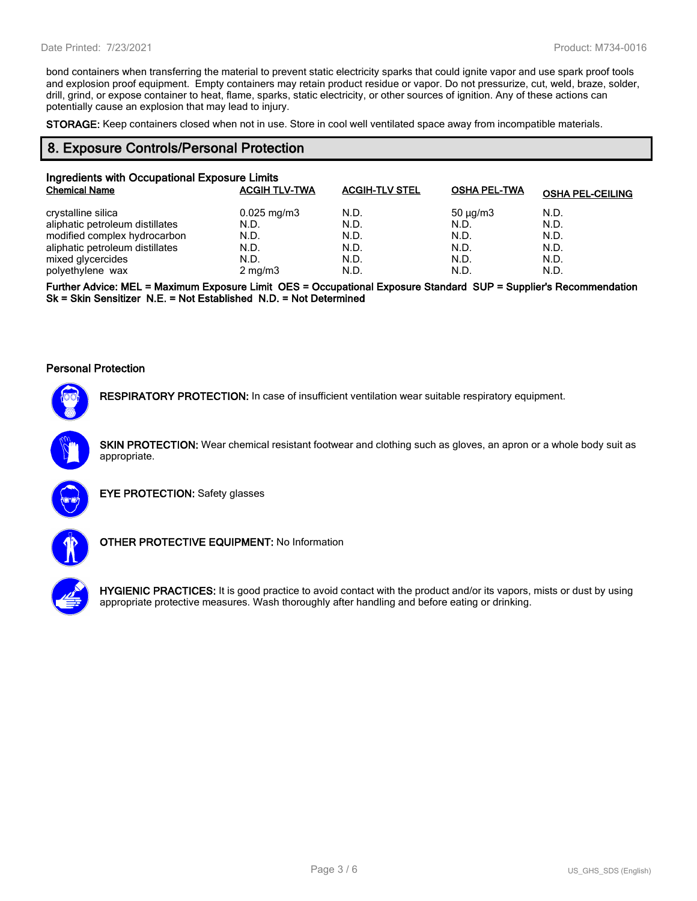bond containers when transferring the material to prevent static electricity sparks that could ignite vapor and use spark proof tools and explosion proof equipment.  Empty containers may retain product residue or vapor. Do not pressurize, cut, weld, braze, solder, drill, grind, or expose container to heat, flame, sparks, static electricity, or other sources of ignition. Any of these actions can potentially cause an explosion that may lead to injury.

**STORAGE:** Keep containers closed when not in use. Store in cool well ventilated space away from incompatible materials.

## 8. Exposure Controls/Personal Protection

### Ingredients with Occupational Exposure Limits

| Chemical Name | ACGIH TLV-TWA | ACGIH-TLV STEL | OSHA PEL-TWA | OSHA PEL-CEILING |
|---|---|---|---|---|
| crystalline silica | 0.025 mg/m3 | N.D. | 50 µg/m3 | N.D. |
| aliphatic petroleum distillates | N.D. | N.D. | N.D. | N.D. |
| modified complex hydrocarbon | N.D. | N.D. | N.D. | N.D. |
| aliphatic petroleum distillates | N.D. | N.D. | N.D. | N.D. |
| mixed glycercides | N.D. | N.D. | N.D. | N.D. |
| polyethylene  wax | 2 mg/m3 | N.D. | N.D. | N.D. |

**Further Advice: MEL = Maximum Exposure Limit  OES = Occupational Exposure Standard  SUP = Supplier's Recommendation  Sk = Skin Sensitizer  N.E. = Not Established  N.D. = Not Determined**

### Personal Protection

**RESPIRATORY PROTECTION:** In case of insufficient ventilation wear suitable respiratory equipment.

**SKIN PROTECTION:** Wear chemical resistant footwear and clothing such as gloves, an apron or a whole body suit as appropriate.

**EYE PROTECTION:** Safety glasses

**OTHER PROTECTIVE EQUIPMENT:** No Information

**HYGIENIC PRACTICES:** It is good practice to avoid contact with the product and/or its vapors, mists or dust by using appropriate protective measures. Wash thoroughly after handling and before eating or drinking.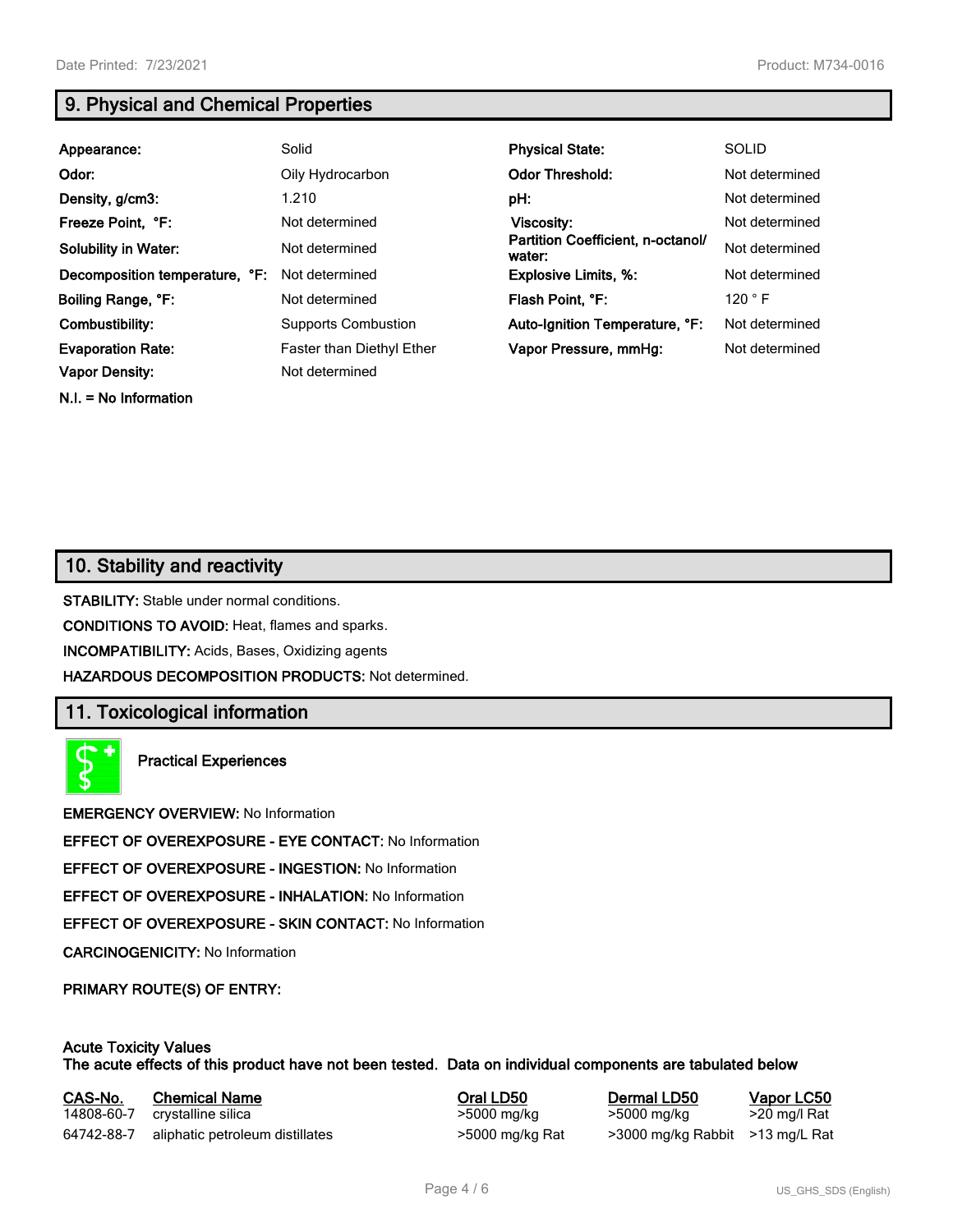## 9. Physical and Chemical Properties

| | | | |
|---|---|---|---|
| **Appearance:** | Solid | **Physical State:** | SOLID |
| **Odor:** | Oily Hydrocarbon | **Odor Threshold:** | Not determined |
| **Density, g/cm3:** | 1.210 | **pH:** | Not determined |
| **Freeze Point, °F:** | Not determined | **Viscosity:** | Not determined |
| **Solubility in Water:** | Not determined | **Partition Coefficient, n-octanol/ water:** | Not determined |
| **Decomposition temperature, °F:** | Not determined | **Explosive Limits, %:** | Not determined |
| **Boiling Range, °F:** | Not determined | **Flash Point, °F:** | 120 ° F |
| **Combustibility:** | Supports Combustion | **Auto-Ignition Temperature, °F:** | Not determined |
| **Evaporation Rate:** | Faster than Diethyl Ether | **Vapor Pressure, mmHg:** | Not determined |
| **Vapor Density:** | Not determined | | |

**N.I. = No Information**

## 10. Stability and reactivity

**STABILITY:** Stable under normal conditions.

**CONDITIONS TO AVOID:** Heat, flames and sparks.

**INCOMPATIBILITY:** Acids, Bases, Oxidizing agents

**HAZARDOUS DECOMPOSITION PRODUCTS:** Not determined.

## 11. Toxicological information

**Practical Experiences**

**EMERGENCY OVERVIEW:** No Information

**EFFECT OF OVEREXPOSURE - EYE CONTACT:** No Information

**EFFECT OF OVEREXPOSURE - INGESTION:** No Information

**EFFECT OF OVEREXPOSURE - INHALATION:** No Information

**EFFECT OF OVEREXPOSURE - SKIN CONTACT:** No Information

**CARCINOGENICITY:** No Information

**PRIMARY ROUTE(S) OF ENTRY:**

**Acute Toxicity Values**
**The acute effects of this product have not been tested. Data on individual components are tabulated below**

| CAS-No. | Chemical Name | Oral LD50 | Dermal LD50 | Vapor LC50 |
|---|---|---|---|---|
| 14808-60-7 | crystalline silica | >5000 mg/kg | >5000 mg/kg | >20 mg/l Rat |
| 64742-88-7 | aliphatic petroleum distillates | >5000 mg/kg Rat | >3000 mg/kg Rabbit | >13 mg/L Rat |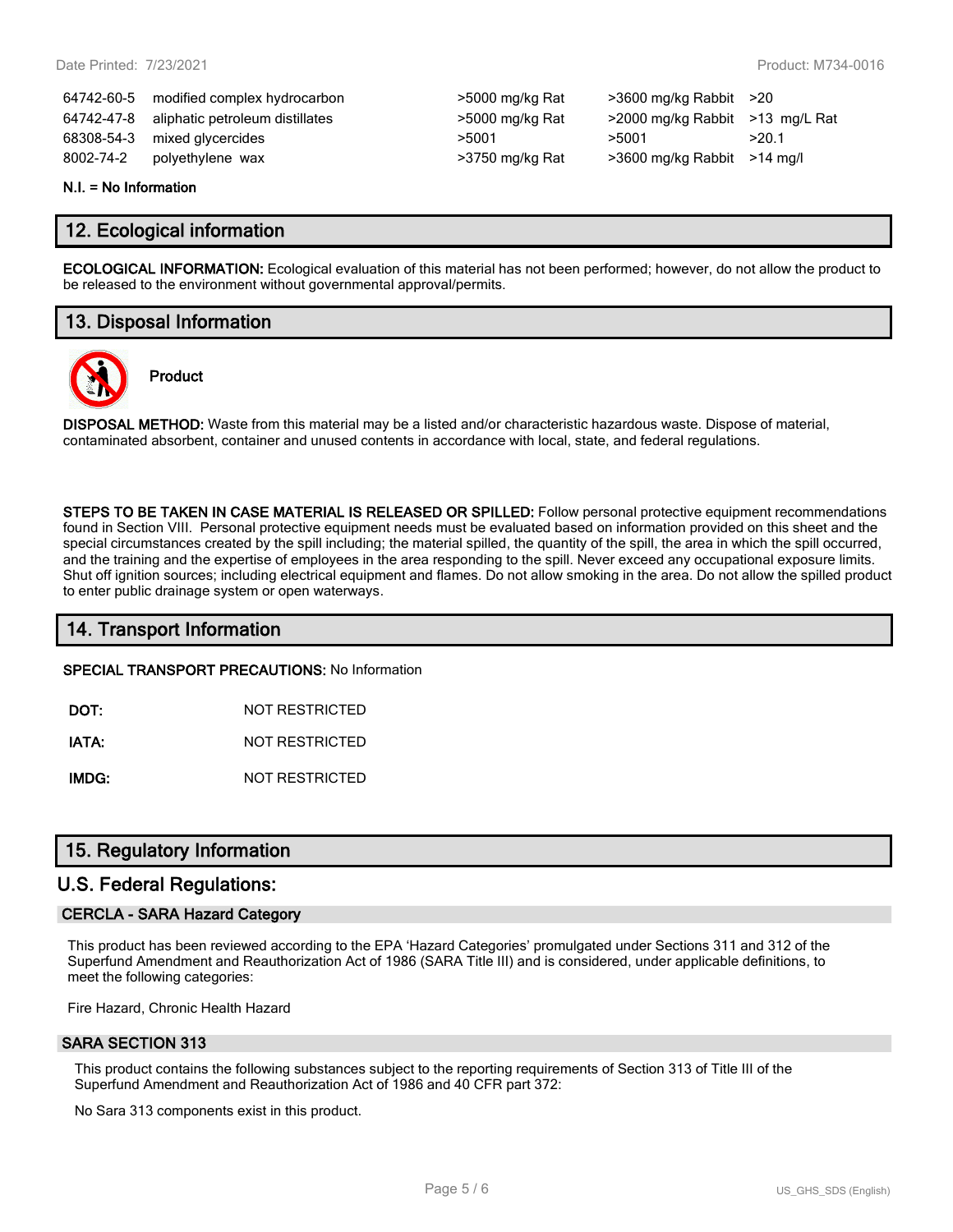| | | | | |
|---|---|---|---|---|
| 64742-60-5 | modified complex hydrocarbon | >5000 mg/kg Rat | >3600 mg/kg Rabbit | >20 |
| 64742-47-8 | aliphatic petroleum distillates | >5000 mg/kg Rat | >2000 mg/kg Rabbit | >13 mg/L Rat |
| 68308-54-3 | mixed glycercides | >5001 | >5001 | >20.1 |
| 8002-74-2 | polyethylene wax | >3750 mg/kg Rat | >3600 mg/kg Rabbit | >14 mg/l |

**N.I. = No Information**

## 12. Ecological information

**ECOLOGICAL INFORMATION:** Ecological evaluation of this material has not been performed; however, do not allow the product to be released to the environment without governmental approval/permits.

## 13. Disposal Information

**Product**

**DISPOSAL METHOD:** Waste from this material may be a listed and/or characteristic hazardous waste. Dispose of material, contaminated absorbent, container and unused contents in accordance with local, state, and federal regulations.

**STEPS TO BE TAKEN IN CASE MATERIAL IS RELEASED OR SPILLED:** Follow personal protective equipment recommendations found in Section VIII. Personal protective equipment needs must be evaluated based on information provided on this sheet and the special circumstances created by the spill including; the material spilled, the quantity of the spill, the area in which the spill occurred, and the training and the expertise of employees in the area responding to the spill. Never exceed any occupational exposure limits. Shut off ignition sources; including electrical equipment and flames. Do not allow smoking in the area. Do not allow the spilled product to enter public drainage system or open waterways.

## 14. Transport Information

**SPECIAL TRANSPORT PRECAUTIONS:** No Information

**DOT:** NOT RESTRICTED

**IATA:** NOT RESTRICTED

**IMDG:** NOT RESTRICTED

## 15. Regulatory Information

## U.S. Federal Regulations:

### CERCLA - SARA Hazard Category

This product has been reviewed according to the EPA 'Hazard Categories' promulgated under Sections 311 and 312 of the Superfund Amendment and Reauthorization Act of 1986 (SARA Title III) and is considered, under applicable definitions, to meet the following categories:

Fire Hazard, Chronic Health Hazard

### SARA SECTION 313

This product contains the following substances subject to the reporting requirements of Section 313 of Title III of the Superfund Amendment and Reauthorization Act of 1986 and 40 CFR part 372:

No Sara 313 components exist in this product.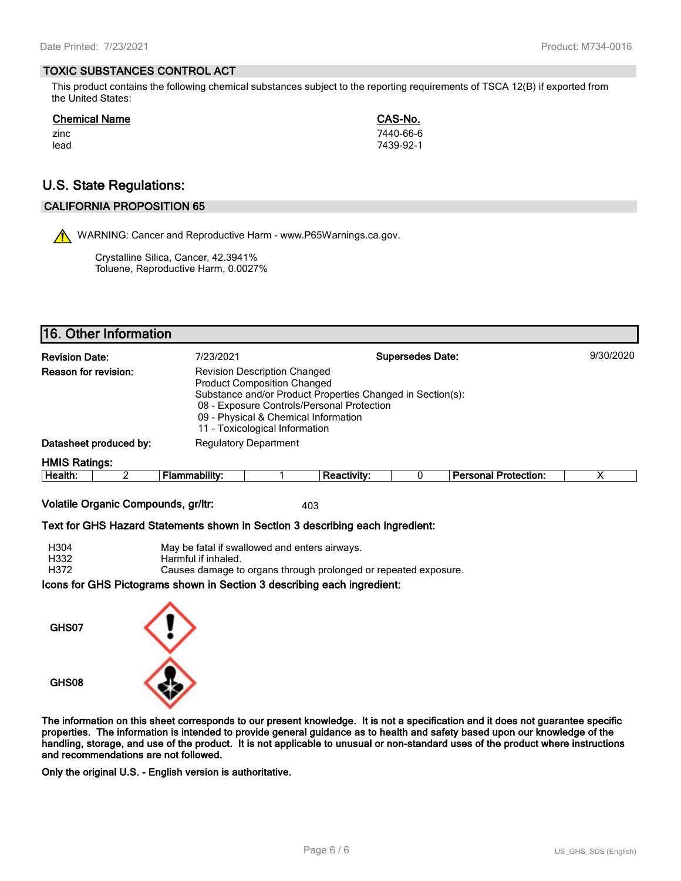## TOXIC SUBSTANCES CONTROL ACT

This product contains the following chemical substances subject to the reporting requirements of TSCA 12(B) if exported from the United States:

| Chemical Name | CAS-No. |
|---|---|
| zinc | 7440-66-6 |
| lead | 7439-92-1 |

# U.S. State Regulations:

## CALIFORNIA PROPOSITION 65

WARNING: Cancer and Reproductive Harm - www.P65Warnings.ca.gov.

Crystalline Silica, Cancer, 42.3941%
Toluene, Reproductive Harm, 0.0027%

# 16. Other Information

**Revision Date:** 7/23/2021 **Supersedes Date:** 9/30/2020

**Reason for revision:** Revision Description Changed
Product Composition Changed
Substance and/or Product Properties Changed in Section(s):
08 - Exposure Controls/Personal Protection
09 - Physical & Chemical Information
11 - Toxicological Information

**Datasheet produced by:** Regulatory Department

**HMIS Ratings:**

| Health: | 2 | Flammability: | 1 | Reactivity: | 0 | Personal Protection: | X |
|---|---|---|---|---|---|---|---|

**Volatile Organic Compounds, gr/ltr:** 403

**Text for GHS Hazard Statements shown in Section 3 describing each ingredient:**

| | |
|---|---|
| H304 | May be fatal if swallowed and enters airways. |
| H332 | Harmful if inhaled. |
| H372 | Causes damage to organs through prolonged or repeated exposure. |

**Icons for GHS Pictograms shown in Section 3 describing each ingredient:**

GHS07

GHS08

**The information on this sheet corresponds to our present knowledge. It is not a specification and it does not guarantee specific properties. The information is intended to provide general guidance as to health and safety based upon our knowledge of the handling, storage, and use of the product. It is not applicable to unusual or non-standard uses of the product where instructions and recommendations are not followed.**

**Only the original U.S. - English version is authoritative.**